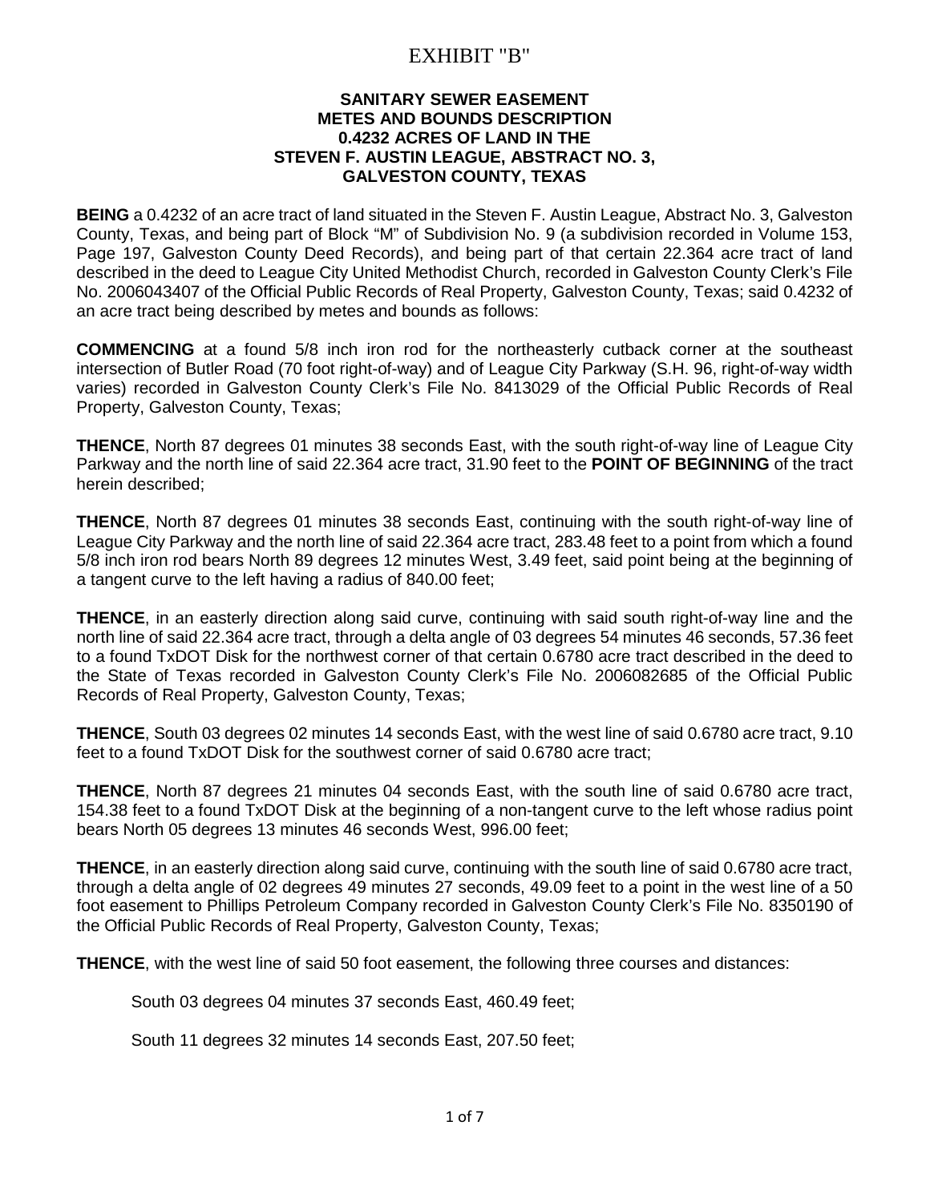# EXHIBIT "B"

**SANITARY SEWER EASEMENT**
**METES AND BOUNDS DESCRIPTION**
**0.4232 ACRES OF LAND IN THE**
**STEVEN F. AUSTIN LEAGUE, ABSTRACT NO. 3,**
**GALVESTON COUNTY, TEXAS**

**BEING** a 0.4232 of an acre tract of land situated in the Steven F. Austin League, Abstract No. 3, Galveston County, Texas, and being part of Block "M" of Subdivision No. 9 (a subdivision recorded in Volume 153, Page 197, Galveston County Deed Records), and being part of that certain 22.364 acre tract of land described in the deed to League City United Methodist Church, recorded in Galveston County Clerk's File No. 2006043407 of the Official Public Records of Real Property, Galveston County, Texas; said 0.4232 of an acre tract being described by metes and bounds as follows:

**COMMENCING** at a found 5/8 inch iron rod for the northeasterly cutback corner at the southeast intersection of Butler Road (70 foot right-of-way) and of League City Parkway (S.H. 96, right-of-way width varies) recorded in Galveston County Clerk's File No. 8413029 of the Official Public Records of Real Property, Galveston County, Texas;

**THENCE**, North 87 degrees 01 minutes 38 seconds East, with the south right-of-way line of League City Parkway and the north line of said 22.364 acre tract, 31.90 feet to the **POINT OF BEGINNING** of the tract herein described;

**THENCE**, North 87 degrees 01 minutes 38 seconds East, continuing with the south right-of-way line of League City Parkway and the north line of said 22.364 acre tract, 283.48 feet to a point from which a found 5/8 inch iron rod bears North 89 degrees 12 minutes West, 3.49 feet, said point being at the beginning of a tangent curve to the left having a radius of 840.00 feet;

**THENCE**, in an easterly direction along said curve, continuing with said south right-of-way line and the north line of said 22.364 acre tract, through a delta angle of 03 degrees 54 minutes 46 seconds, 57.36 feet to a found TxDOT Disk for the northwest corner of that certain 0.6780 acre tract described in the deed to the State of Texas recorded in Galveston County Clerk's File No. 2006082685 of the Official Public Records of Real Property, Galveston County, Texas;

**THENCE**, South 03 degrees 02 minutes 14 seconds East, with the west line of said 0.6780 acre tract, 9.10 feet to a found TxDOT Disk for the southwest corner of said 0.6780 acre tract;

**THENCE**, North 87 degrees 21 minutes 04 seconds East, with the south line of said 0.6780 acre tract, 154.38 feet to a found TxDOT Disk at the beginning of a non-tangent curve to the left whose radius point bears North 05 degrees 13 minutes 46 seconds West, 996.00 feet;

**THENCE**, in an easterly direction along said curve, continuing with the south line of said 0.6780 acre tract, through a delta angle of 02 degrees 49 minutes 27 seconds, 49.09 feet to a point in the west line of a 50 foot easement to Phillips Petroleum Company recorded in Galveston County Clerk's File No. 8350190 of the Official Public Records of Real Property, Galveston County, Texas;

**THENCE**, with the west line of said 50 foot easement, the following three courses and distances:

South 03 degrees 04 minutes 37 seconds East, 460.49 feet;

South 11 degrees 32 minutes 14 seconds East, 207.50 feet;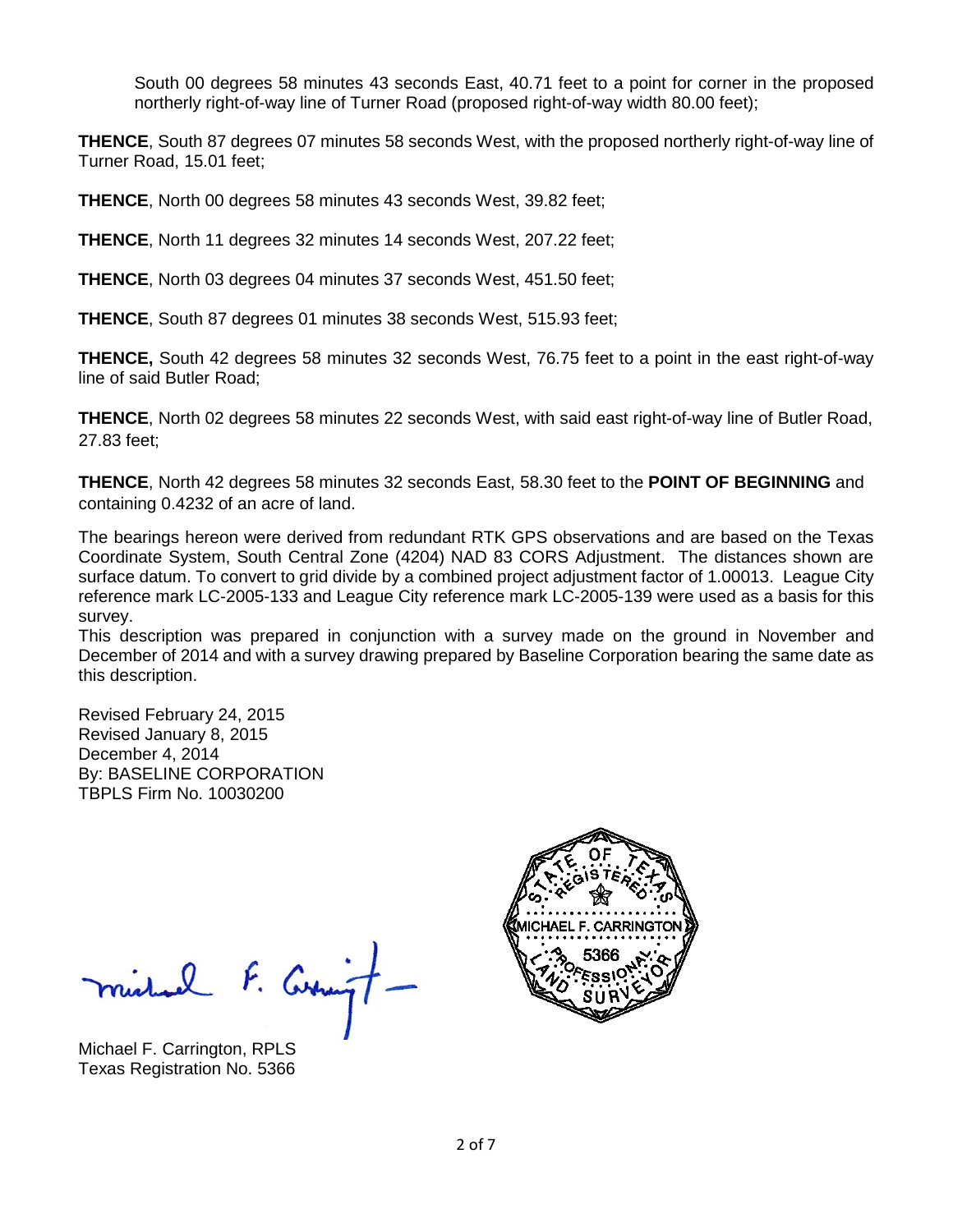South 00 degrees 58 minutes 43 seconds East, 40.71 feet to a point for corner in the proposed northerly right-of-way line of Turner Road (proposed right-of-way width 80.00 feet);

**THENCE**, South 87 degrees 07 minutes 58 seconds West, with the proposed northerly right-of-way line of Turner Road, 15.01 feet;

**THENCE**, North 00 degrees 58 minutes 43 seconds West, 39.82 feet;

**THENCE**, North 11 degrees 32 minutes 14 seconds West, 207.22 feet;

**THENCE**, North 03 degrees 04 minutes 37 seconds West, 451.50 feet;

**THENCE**, South 87 degrees 01 minutes 38 seconds West, 515.93 feet;

**THENCE,** South 42 degrees 58 minutes 32 seconds West, 76.75 feet to a point in the east right-of-way line of said Butler Road;

**THENCE**, North 02 degrees 58 minutes 22 seconds West, with said east right-of-way line of Butler Road, 27.83 feet;

**THENCE**, North 42 degrees 58 minutes 32 seconds East, 58.30 feet to the **POINT OF BEGINNING** and containing 0.4232 of an acre of land.

The bearings hereon were derived from redundant RTK GPS observations and are based on the Texas Coordinate System, South Central Zone (4204) NAD 83 CORS Adjustment. The distances shown are surface datum. To convert to grid divide by a combined project adjustment factor of 1.00013. League City reference mark LC-2005-133 and League City reference mark LC-2005-139 were used as a basis for this survey.
This description was prepared in conjunction with a survey made on the ground in November and December of 2014 and with a survey drawing prepared by Baseline Corporation bearing the same date as this description.

Revised February 24, 2015
Revised January 8, 2015
December 4, 2014
By: BASELINE CORPORATION
TBPLS Firm No. 10030200

Michael F. Carrington, RPLS
Texas Registration No. 5366

STATE OF TEXAS REGISTERED
MICHAEL F. CARRINGTON
5366
PROFESSIONAL LAND SURVEYOR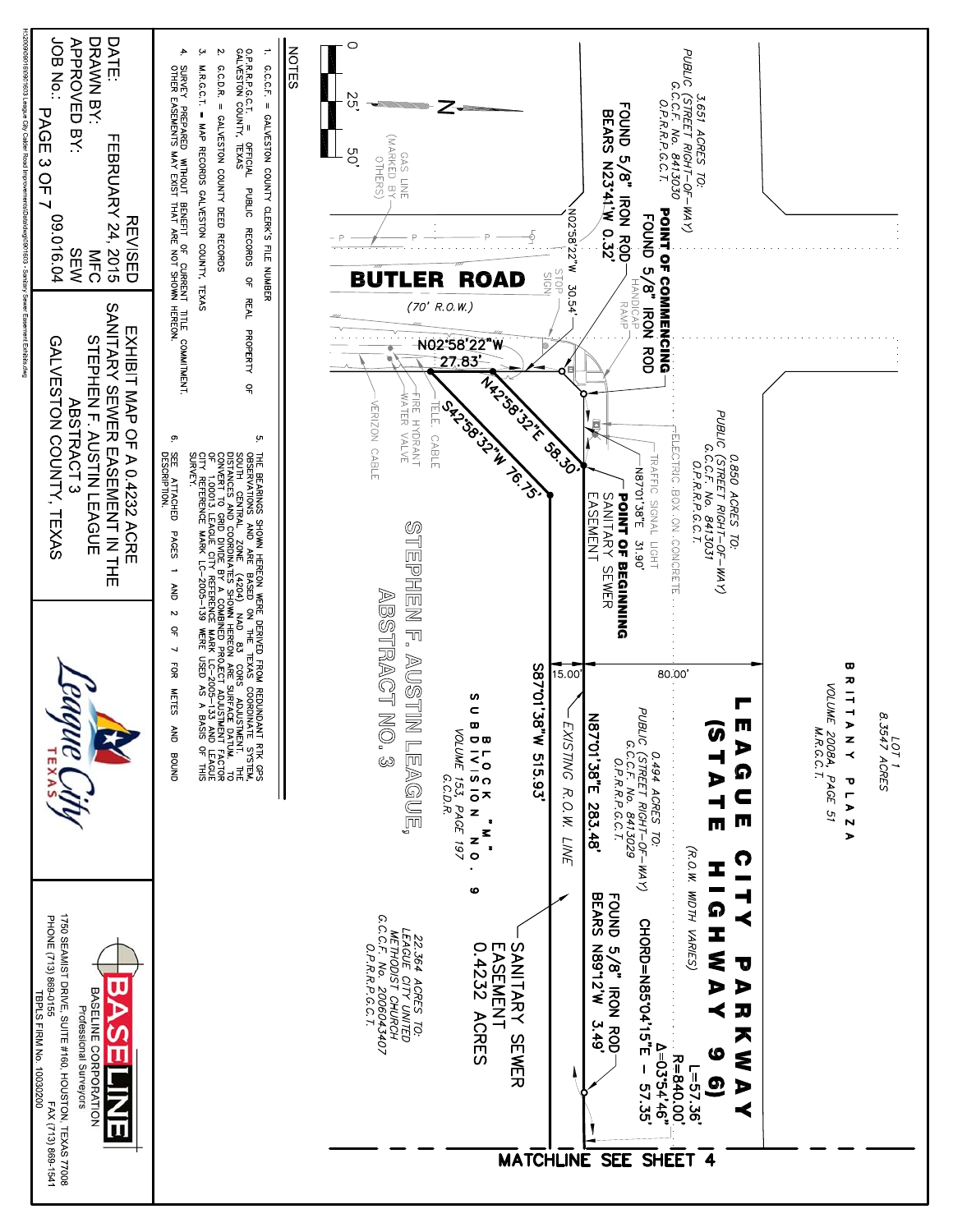# EXHIBIT MAP OF A 0.4232 ACRE SANITARY SEWER EASEMENT IN THE STEPHEN F. AUSTIN LEAGUE ABSTRACT 3 GALVESTON COUNTY, TEXAS

DATE: FEBRUARY 24, 2015 REVISED
DRAWN BY: MFC
APPROVED BY: SEW
JOB No.: 09.016.04

**LEAGUE CITY PARKWAY (STATE HIGHWAY 96)** (R.O.W. WIDTH VARIES)

**BUTLER ROAD** (70' R.O.W.)

LOT 1
8.3547 ACRES
BRITTANY PLAZA
VOLUME 2008A, PAGE 51
M.R.G.C.T.

3.651 ACRES TO:
PUBLIC (STREET RIGHT-OF-WAY)
G.C.C.F. No. 8413030
O.P.R.R.P.G.C.T.

0.850 ACRES TO:
PUBLIC (STREET RIGHT-OF-WAY)
G.C.C.F. No. 8413031
O.P.R.R.P.G.C.T.

0.494 ACRES TO:
PUBLIC (STREET RIGHT-OF-WAY)
G.C.C.F. No. 8413029
O.P.R.R.P.G.C.T.

22.364 ACRES TO:
LEAGUE CITY UNITED
METHODIST CHURCH
G.C.C.F. No. 2006043407
O.P.R.R.P.G.C.T.

BLOCK "M"
SUBDIVISION NO. 9
VOLUME 153, PAGE 197
G.C.D.R.

STEPHEN F. AUSTIN LEAGUE,
ABSTRACT NO. 3

**POINT OF COMMENCING**
FOUND 5/8" IRON ROD

FOUND 5/8" IRON ROD
BEARS N23°41'W 0.32'

**POINT OF BEGINNING**
SANITARY SEWER EASEMENT

FOUND 5/8" IRON ROD
BEARS N89°12'W 3.49'

SANITARY SEWER EASEMENT
0.4232 ACRES

N02°58'22"W 30.54'
N87°01'38"E 31.90'
N02°58'22"W 27.83'
N42°58'32"E 58.30'
S42°58'32"W 76.75'
N87°01'38"E 283.48'
S87°01'38"W 515.93'
80.00'
15.00'

L=57.36'
R=840.00'
Δ=03°54'46"
CHORD=N85°04'15"E - 57.35'

EXISTING R.O.W. LINE

GAS LINE (MARKED BY OTHERS)
STOP SIGN
HANDICAP RAMP
ELECTRIC BOX ON CONCRETE
TRAFFIC SIGNAL LIGHT
TELE. CABLE
FIRE HYDRANT
WATER VALVE
VERIZON CABLE

N

0 25' 50'

MATCHLINE SEE SHEET 4

## NOTES

1. G.C.C.F. = GALVESTON COUNTY CLERK'S FILE NUMBER
   O.P.R.R.P.G.C.T. = OFFICIAL PUBLIC RECORDS OF REAL PROPERTY OF GALVESTON COUNTY, TEXAS
2. G.C.D.R. = GALVESTON COUNTY DEED RECORDS
3. M.R.G.C.T. = MAP RECORDS GALVESTON COUNTY, TEXAS
4. SURVEY PREPARED WITHOUT BENEFIT OF CURRENT TITLE COMMITMENT. OTHER EASEMENTS MAY EXIST THAT ARE NOT SHOWN HEREON.
5. THE BEARINGS SHOWN HEREON WERE DERIVED FROM REDUNDANT RTK GPS OBSERVATIONS AND ARE BASED ON THE TEXAS COORDINATE SYSTEM, SOUTH CENTRAL ZONE (4204) NAD 83 CORS ADJUSTMENT. THE DISTANCES AND COORDINATES SHOWN HEREON ARE SURFACE. TO CONVERT TO GRID DIVIDE BY A COMBINED PROJECT ADJUSTMENT FACTOR OF 1.00013. LEAGUE CITY REFERENCE MARK LC-2005-133 AND LEAGUE CITY REFERENCE MARK LC-2005-139 WERE USED AS A BASIS OF THIS SURVEY.
6. SEE ATTACHED PAGES 1 AND 2 OF 7 FOR METES AND BOUND DESCRIPTION.

League City TEXAS

BASELINE CORPORATION
Professional Surveyors
1750 SEAMIST DRIVE, SUITE #160, HOUSTON, TEXAS 77008
PHONE (713) 869-0155 FAX (713) 869-1541
TBPLS FIRM No. 10030200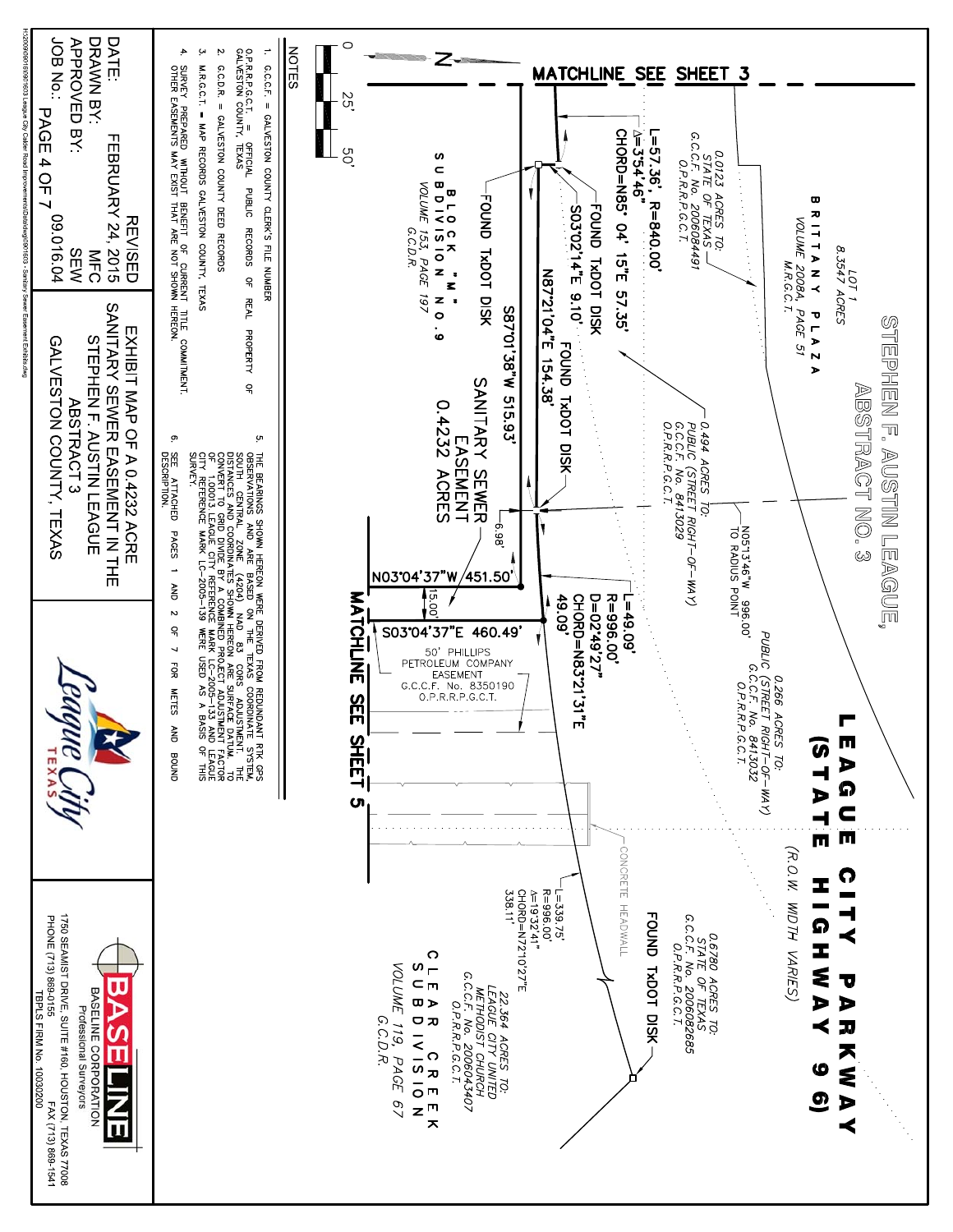# STEPHEN F. AUSTIN LEAGUE, ABSTRACT NO. 3

**LEAGUE CITY PARKWAY (STATE HIGHWAY 96)**
(R.O.W. WIDTH VARIES)

MATCHLINE SEE SHEET 3

LOT 1
8.3547 ACRES
BRITTANY PLAZA
VOLUME 2008A, PAGE 51
M.R.G.C.T.

0.0123 ACRES TO:
STATE OF TEXAS
G.C.C.F. No. 2006084491
O.P.R.R.P.G.C.T.

0.494 ACRES TO:
PUBLIC (STREET RIGHT-OF-WAY)
G.C.C.F. No. 8413029
O.P.R.R.P.G.C.T.

0.266 ACRES TO:
PUBLIC (STREET RIGHT-OF-WAY)
G.C.C.F. No. 8413032
O.P.R.R.P.G.C.T.

0.6780 ACRES TO:
STATE OF TEXAS
G.C.C.F. No. 2006082685
O.P.R.R.P.G.C.T.

FOUND TxDOT DISK

22.364 ACRES TO:
LEAGUE CITY UNITED
METHODIST CHURCH
G.C.C.F. No. 2006043407
O.P.R.R.P.G.C.T.

CLEAR CREEK SUBDIVISION
VOLUME 119, PAGE 67
G.C.D.R.

CONCRETE HEADWALL

L=339.75'
R=996.00'
Δ=19°32'41"
CHORD=N72°10'27"E
338.11'

N05°13'46"W 996.00'
TO RADIUS POINT

L=57.36', R=840.00'
Δ=3°54'46"
CHORD=N85° 04' 15"E 57.35'

FOUND TxDOT DISK
S03°02'14"E 9.10'
N87°21'04"E 154.38'
FOUND TxDOT DISK
FOUND TxDOT DISK
S87°01'38"W 515.93'

L=49.09'
R=996.00'
D=02°49'27"
CHORD=N83°21'31"E
49.09'

SANITARY SEWER EASEMENT
0.4232 ACRES

6.98'
N03°04'37"W 451.50'
15.00'
S03°04'37"E 460.49'

BLOCK "M"
SUBDIVISION NO. 9
VOLUME 153, PAGE 197
G.C.D.R.

50' PHILLIPS PETROLEUM COMPANY EASEMENT
G.C.C.F. No. 8350190
O.P.R.R.P.G.C.T.

MATCHLINE SEE SHEET 5

N

0 25' 50'

## NOTES

1. G.C.C.F. = GALVESTON COUNTY CLERK'S FILE NUMBER
   O.P.R.R.P.G.C.T. = OFFICIAL PUBLIC RECORDS OF REAL PROPERTY OF GALVESTON COUNTY, TEXAS
2. G.C.D.R. = GALVESTON COUNTY DEED RECORDS
3. M.R.G.C.T. = MAP RECORDS GALVESTON COUNTY, TEXAS
4. SURVEY PREPARED WITHOUT BENEFIT OF CURRENT TITLE COMMITMENT. OTHER EASEMENTS MAY EXIST THAT ARE NOT SHOWN HEREON.
5. THE BEARINGS SHOWN HEREON WERE DERIVED FROM REDUNDANT RTK GPS OBSERVATIONS AND ARE BASED ON THE TEXAS COORDINATE SYSTEM, SOUTH CENTRAL ZONE (4204) NAD 83 CORS ADJUSTMENT. THE DISTANCES AND COORDINATES SHOWN HEREON ARE SURFACE DATUM. TO CONVERT TO GRID DIVIDE BY A COMBINED PROJECT ADJUSTMENT FACTOR OF 1.00013. LEAGUE CITY REFERENCE MARK LC-2005-133 AND LEAGUE CITY REFERENCE MARK LC-2005-139 WERE USED AS A BASIS OF THIS SURVEY.
6. SEE ATTACHED PAGES 1 AND 2 OF 7 FOR METES AND BOUND DESCRIPTION.

| | |
|---|---|
| DATE: | FEBRUARY 24, 2015 |
| DRAWN BY: | MFC |
| APPROVED BY: | SEW |
| JOB No.: | 09.016.04 |

REVISED

EXHIBIT MAP OF A 0.4232 ACRE SANITARY SEWER EASEMENT IN THE STEPHEN F. AUSTIN LEAGUE ABSTRACT 3 GALVESTON COUNTY, TEXAS

League City TEXAS

BASELINE
BASELINE CORPORATION
Professional Surveyors
1750 SEAMIST DRIVE, SUITE #160, HOUSTON, TEXAS 77008
PHONE (713) 869-0155 FAX (713) 869-1541
TBPLS FIRM No. 10030200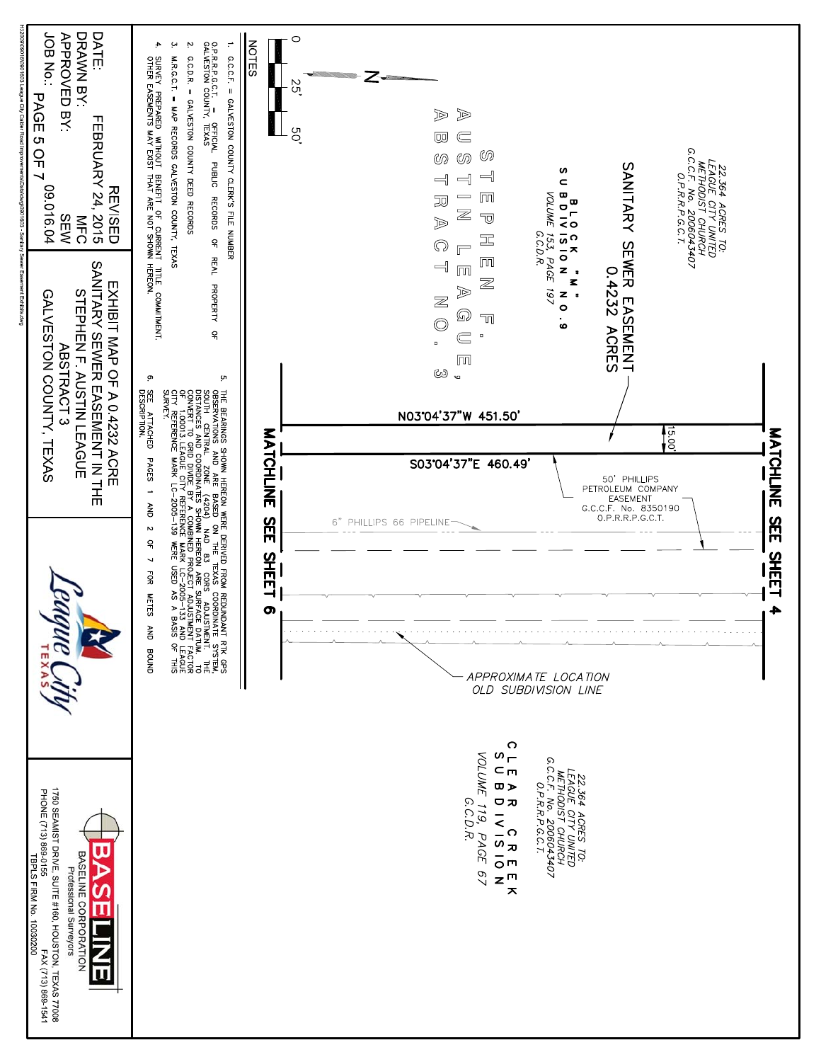22.364 ACRES TO:
LEAGUE CITY UNITED
METHODIST CHURCH
G.C.C.F. No. 2006043407
O.P.R.R.P.G.C.T.

SANITARY SEWER EASEMENT
0.4232 ACRES

BLOCK "M"
SUBDIVISION NO. 9
VOLUME 153, PAGE 197
G.C.D.R.

STEPHEN F. AUSTIN LEAGUE,
ABSTRACT NO. 3

N03°04'37"W 451.50'

15.00'

S03°04'37"E 460.49'

MATCHLINE SEE SHEET 4

MATCHLINE SEE SHEET 6

50' PHILLIPS
PETROLEUM COMPANY
EASEMENT
G.C.C.F. No. 8350190
O.P.R.R.P.G.C.T.

6" PHILLIPS 66 PIPELINE

APPROXIMATE LOCATION
OLD SUBDIVISION LINE

22.364 ACRES TO:
LEAGUE CITY UNITED
METHODIST CHURCH
G.C.C.F. No. 2006043407
O.P.R.R.P.G.C.T.

CLEAR CREEK
SUBDIVISION
VOLUME 119, PAGE 67
G.C.D.R.

0 25' 50'

N

## NOTES

1. G.C.C.F. = GALVESTON COUNTY CLERK'S FILE NUMBER
   O.P.R.R.P.G.C.T. = OFFICIAL PUBLIC RECORDS OF REAL PROPERTY OF GALVESTON COUNTY, TEXAS
2. G.C.D.R. = GALVESTON COUNTY DEED RECORDS
3. M.R.G.C.T. = MAP RECORDS GALVESTON COUNTY, TEXAS
4. SURVEY PREPARED WITHOUT BENEFIT OF CURRENT TITLE COMMITMENT. OTHER EASEMENTS MAY EXIST THAT ARE NOT SHOWN HEREON.
5. THE BEARINGS SHOWN HEREON WERE DERIVED FROM REDUNDANT RTK GPS OBSERVATIONS AND ARE BASED ON THE TEXAS COORDINATE SYSTEM, SOUTH CENTRAL ZONE (4204) NAD 83 CORS ADJUSTMENT. THE DISTANCES AND COORDINATES SHOWN HEREON ARE SURFACE DATUM. TO CONVERT TO GRID DIVIDE BY A COMBINED PROJECT ADJUSTMENT FACTOR OF 1.00013. LEAGUE CITY REFERENCE MARK LC-2005-133 AND LEAGUE CITY REFERENCE MARK LC-2005-139 WERE USED AS A BASIS OF THIS SURVEY.
6. SEE ATTACHED PAGES 1 AND 2 OF 7 FOR METES AND BOUND DESCRIPTION.

| | |
|---|---|
| DATE: | REVISED FEBRUARY 24, 2015 |
| DRAWN BY: | MFC |
| APPROVED BY: | SEW |
| JOB No.: | 09.016.04 |

EXHIBIT MAP OF A 0.4232 ACRE
SANITARY SEWER EASEMENT IN THE
STEPHEN F. AUSTIN LEAGUE
ABSTRACT 3
GALVESTON COUNTY, TEXAS

League City TEXAS

BASELINE
BASELINE CORPORATION
Professional Surveyors
1750 SEAMIST DRIVE, SUITE #160, HOUSTON, TEXAS 77008
PHONE (713) 869-0155 FAX (713) 869-1541
TBPLS FIRM No. 10030200

H:\2009\091603\091603 League City Calder Road Improvements\Data\dwg\091603 - Sanitary Sewer Easement Exhibits.dwg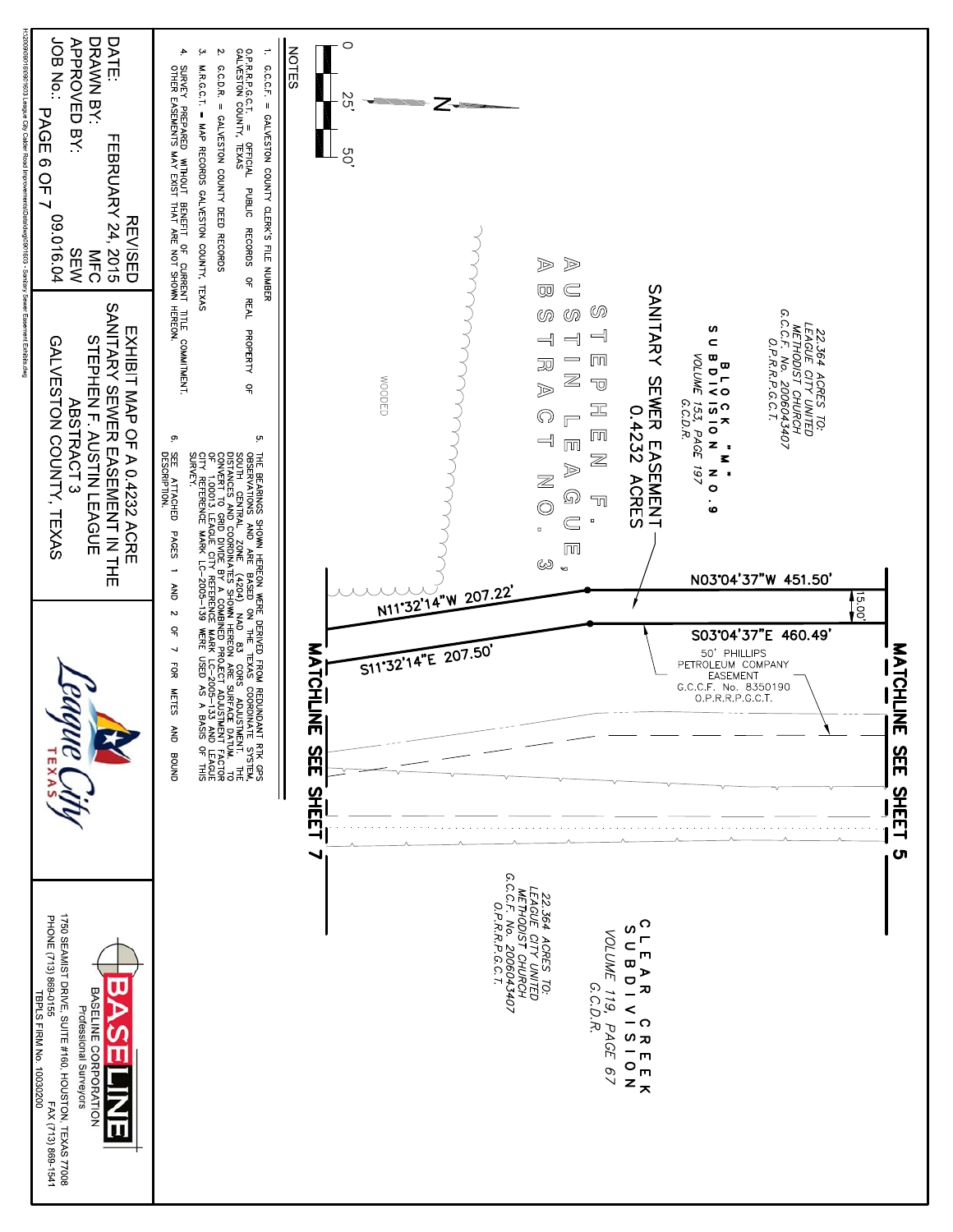22.364 ACRES TO:
LEAGUE CITY UNITED
METHODIST CHURCH
G.C.C.F. No. 2006043407
O.P.R.R.P.G.C.T.

BLOCK "M"
SUBDIVISION NO.9
VOLUME 153, PAGE 197
G.C.D.R.

SANITARY SEWER EASEMENT
0.4232 ACRES

STEPHEN F.
AUSTIN LEAGUE,
ABSTRACT NO. 3

WOODED

N03°04'37"W 451.50'

15.00'

S03°04'37"E 460.49'

N11°32'14"W 207.22'

S11°32'14"E 207.50'

50' PHILLIPS
PETROLEUM COMPANY
EASEMENT
G.C.C.F. No. 8350190
O.P.R.R.P.G.C.T.

MATCHLINE SEE SHEET 5

MATCHLINE SEE SHEET 7

CLEAR CREEK
SUBDIVISION
VOLUME 119, PAGE 67
G.C.D.R.

22.364 ACRES TO:
LEAGUE CITY UNITED
METHODIST CHURCH
G.C.C.F. No. 2006043407
O.P.R.R.P.G.C.T.

N

0 25' 50'

## NOTES

1. G.C.C.F. = GALVESTON COUNTY CLERK'S FILE NUMBER
   O.P.R.R.P.G.C.T. = OFFICIAL PUBLIC RECORDS OF REAL PROPERTY OF GALVESTON COUNTY, TEXAS
2. G.C.D.R. = GALVESTON COUNTY DEED RECORDS
3. M.R.G.C.T. = MAP RECORDS GALVESTON COUNTY, TEXAS
4. SURVEY PREPARED WITHOUT BENEFIT OF CURRENT TITLE COMMITMENT. OTHER EASEMENTS MAY EXIST THAT ARE NOT SHOWN HEREON.
5. THE BEARINGS SHOWN HEREON WERE DERIVED FROM REDUNDANT RTK GPS OBSERVATIONS AND ARE BASED ON THE TEXAS COORDINATE SYSTEM, SOUTH CENTRAL ZONE (4204) NAD 83 CORS ADJUSTMENT. THE DISTANCES AND COORDINATES SHOWN HEREON ARE SURFACE VALUES. TO CONVERT TO GRID DIVIDE BY A COMBINED PROJECT ADJUSTMENT FACTOR OF 1.00013. LEAGUE CITY REFERENCE MARK LC-2005-133 AND LEAGUE CITY REFERENCE MARK LC-2005-139 WERE USED AS A BASIS OF THIS SURVEY.
6. SEE ATTACHED PAGES 1 AND 2 OF 7 FOR METES AND BOUND DESCRIPTION.

DATE: FEBRUARY 24, 2015
REVISED
DRAWN BY: MFC
APPROVED BY: SEW
JOB No.: 09.016.04

EXHIBIT MAP OF A 0.4232 ACRE
SANITARY SEWER EASEMENT IN THE
STEPHEN F. AUSTIN LEAGUE
ABSTRACT 3
GALVESTON COUNTY, TEXAS

League City TEXAS

BASELINE
BASELINE CORPORATION
Professional Surveyors
1750 SEAMIST DRIVE, SUITE #160, HOUSTON, TEXAS 77008
PHONE (713) 869-0155 FAX (713) 869-1541
TBPLS FIRM No. 10030200

H:\2009\091603\091603 League City Calder Road Improvements\Data\dwg\091603 - Sanitary Sewer Easement Exhibits.dwg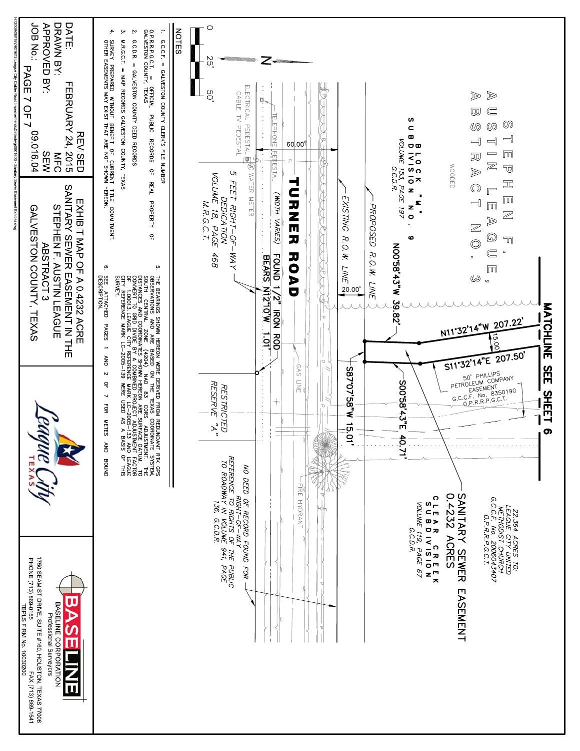MATCHLINE SEE SHEET 6

STEPHEN F. AUSTIN LEAGUE, ABSTRACT NO. 3

WOODED

BLOCK "M"
SUBDIVISION NO. 9
VOLUME 153, PAGE 197
G.C.D.R.

PROPOSED R.O.W. LINE

EXISTING R.O.W. LINE

N00°58'43"W 39.82'

20.00'

60.00'

TURNER ROAD
(WIDTH VARIES)

FOUND 1/2" IRON ROD
BEARS N12°10'W 1.01'

TELEPHONE PEDESTAL

ELECTRICAL PEDESTAL

CABLE TV PEDESTAL

WATER METER

5 FEET RIGHT-OF-WAY DEDICATION
VOLUME 18, PAGE 468
M.R.G.C.T.

N11°32'14"W 207.22'

15.00'

S11°32'14"E 207.50'

S00°58'43"E 40.71'

S87°07'58"W 15.01'

GAS LINE

FIRE HYDRANT

50' PHILLIPS PETROLEUM COMPANY EASEMENT
G.C.C.F. No. 8350190
O.P.R.R.P.G.C.T.

22.364 ACRES TO:
LEAGUE CITY UNITED METHODIST CHURCH
G.C.C.F. No. 2006043407
O.P.R.R.P.G.C.T.

SANITARY SEWER EASEMENT
0.4232 ACRES

CLEAR CREEK SUBDIVISION
VOLUME 119, PAGE 67
G.C.D.R.

RESTRICTED RESERVE "A"

NO DEED OF RECORD FOUND FOR RIGHT-OF-WAY
REFERENCE TO RIGHTS OF THE PUBLIC TO ROADWAY IN VOLUME 941, PAGE 136, G.C.D.R.

N

0 25' 50'

## NOTES

1. G.C.C.F. = GALVESTON COUNTY CLERK'S FILE NUMBER
   O.P.R.R.P.G.C.T. = OFFICIAL PUBLIC RECORDS OF REAL PROPERTY OF GALVESTON COUNTY, TEXAS
2. G.C.D.R. = GALVESTON COUNTY DEED RECORDS
3. M.R.G.C.T. = MAP RECORDS GALVESTON COUNTY, TEXAS
4. SURVEY PREPARED WITHOUT BENEFIT OF CURRENT TITLE COMMITMENT. OTHER EASEMENTS MAY EXIST THAT ARE NOT SHOWN HEREON.
5. THE BEARINGS SHOWN HEREON WERE DERIVED FROM REDUNDANT RTK GPS OBSERVATIONS AND ARE BASED ON THE TEXAS COORDINATE SYSTEM, SOUTH CENTRAL ZONE (4204) NAD 83 CORS ADJUSTMENT. THE DISTANCES AND COORDINATES SHOWN HEREON ARE SURFACE DATUM. TO CONVERT TO GRID DIVIDE BY A COMBINED PROJECT ADJUSTMENT FACTOR OF 1.00013. LEAGUE CITY REFERENCE MARK LC-2005-133 AND LEAGUE CITY REFERENCE MARK LC-2005-139 WERE USED AS A BASIS OF THIS SURVEY.
6. SEE ATTACHED PAGES 1 AND 2 OF 7 FOR METES AND BOUND DESCRIPTION.

| | |
|---|---|
| DATE: | FEBRUARY 24, 2015 |
| | REVISED |
| DRAWN BY: | MFC |
| APPROVED BY: | SEW |
| JOB No.: | 09.016.04 |

EXHIBIT MAP OF A 0.4232 ACRE SANITARY SEWER EASEMENT IN THE STEPHEN F. AUSTIN LEAGUE ABSTRACT 3 GALVESTON COUNTY, TEXAS

League City TEXAS

BASELINE
BASELINE CORPORATION
Professional Surveyors
1750 SEAMIST DRIVE, SUITE #160, HOUSTON, TEXAS 77008
PHONE (713) 869-0155 FAX (713) 869-1541
TBPLS FIRM No. 10030200